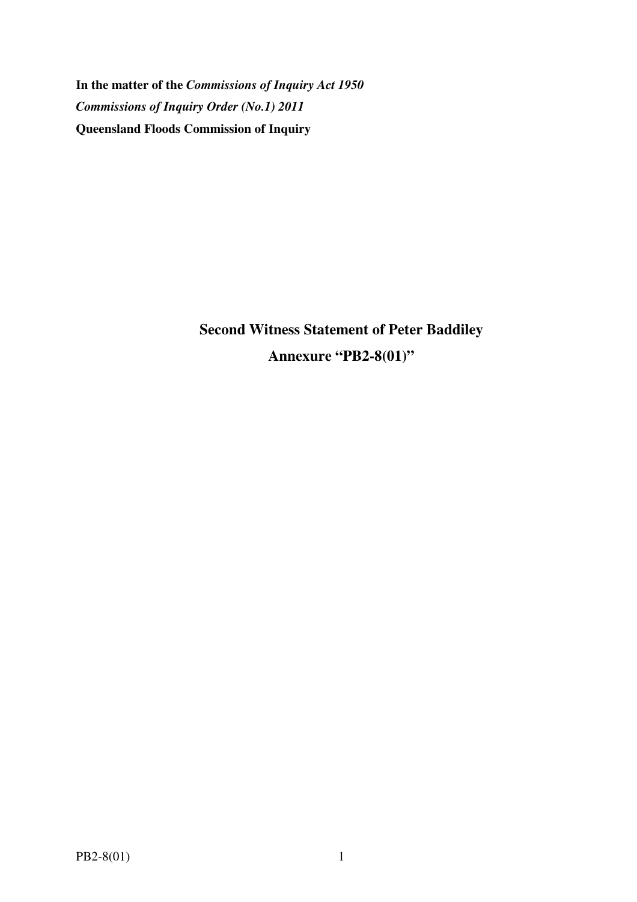**In the matter of the *Commissions of Inquiry Act 1950***

***Commissions of Inquiry Order (No.1) 2011***

**Queensland Floods Commission of Inquiry**

## Second Witness Statement of Peter Baddiley

## Annexure "PB2-8(01)"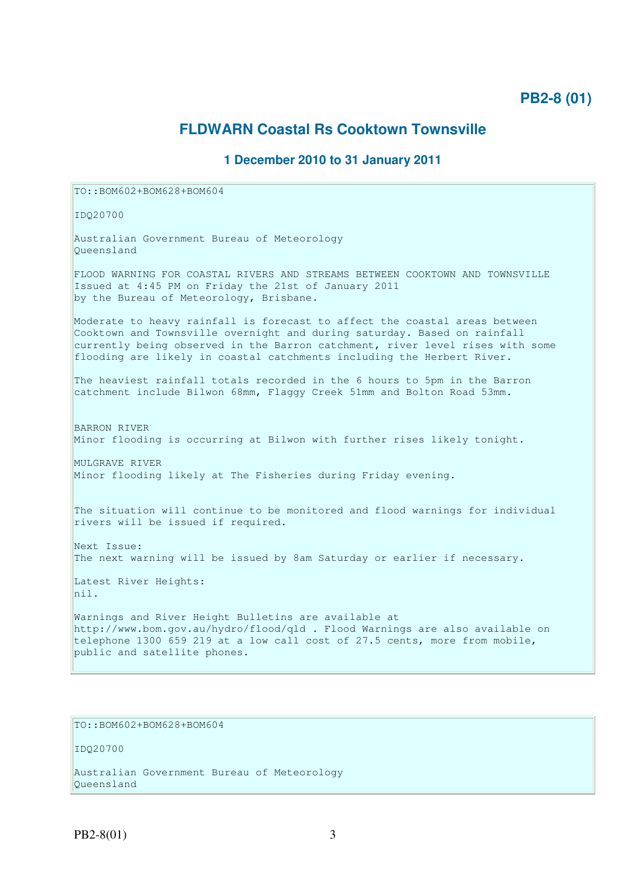**PB2-8 (01)**

## FLDWARN Coastal Rs Cooktown Townsville

### 1 December 2010 to 31 January 2011

```
TO::BOM602+BOM628+BOM604

IDQ20700

Australian Government Bureau of Meteorology
Queensland

FLOOD WARNING FOR COASTAL RIVERS AND STREAMS BETWEEN COOKTOWN AND TOWNSVILLE
Issued at 4:45 PM on Friday the 21st of January 2011
by the Bureau of Meteorology, Brisbane.

Moderate to heavy rainfall is forecast to affect the coastal areas between
Cooktown and Townsville overnight and during saturday. Based on rainfall
currently being observed in the Barron catchment, river level rises with some
flooding are likely in coastal catchments including the Herbert River.

The heaviest rainfall totals recorded in the 6 hours to 5pm in the Barron
catchment include Bilwon 68mm, Flaggy Creek 51mm and Bolton Road 53mm.


BARRON RIVER
Minor flooding is occurring at Bilwon with further rises likely tonight.

MULGRAVE RIVER
Minor flooding likely at The Fisheries during Friday evening.


The situation will continue to be monitored and flood warnings for individual
rivers will be issued if required.

Next Issue:
The next warning will be issued by 8am Saturday or earlier if necessary.

Latest River Heights:
nil.

Warnings and River Height Bulletins are available at
http://www.bom.gov.au/hydro/flood/qld . Flood Warnings are also available on
telephone 1300 659 219 at a low call cost of 27.5 cents, more from mobile,
public and satellite phones.
```

```
TO::BOM602+BOM628+BOM604

IDQ20700

Australian Government Bureau of Meteorology
Queensland
```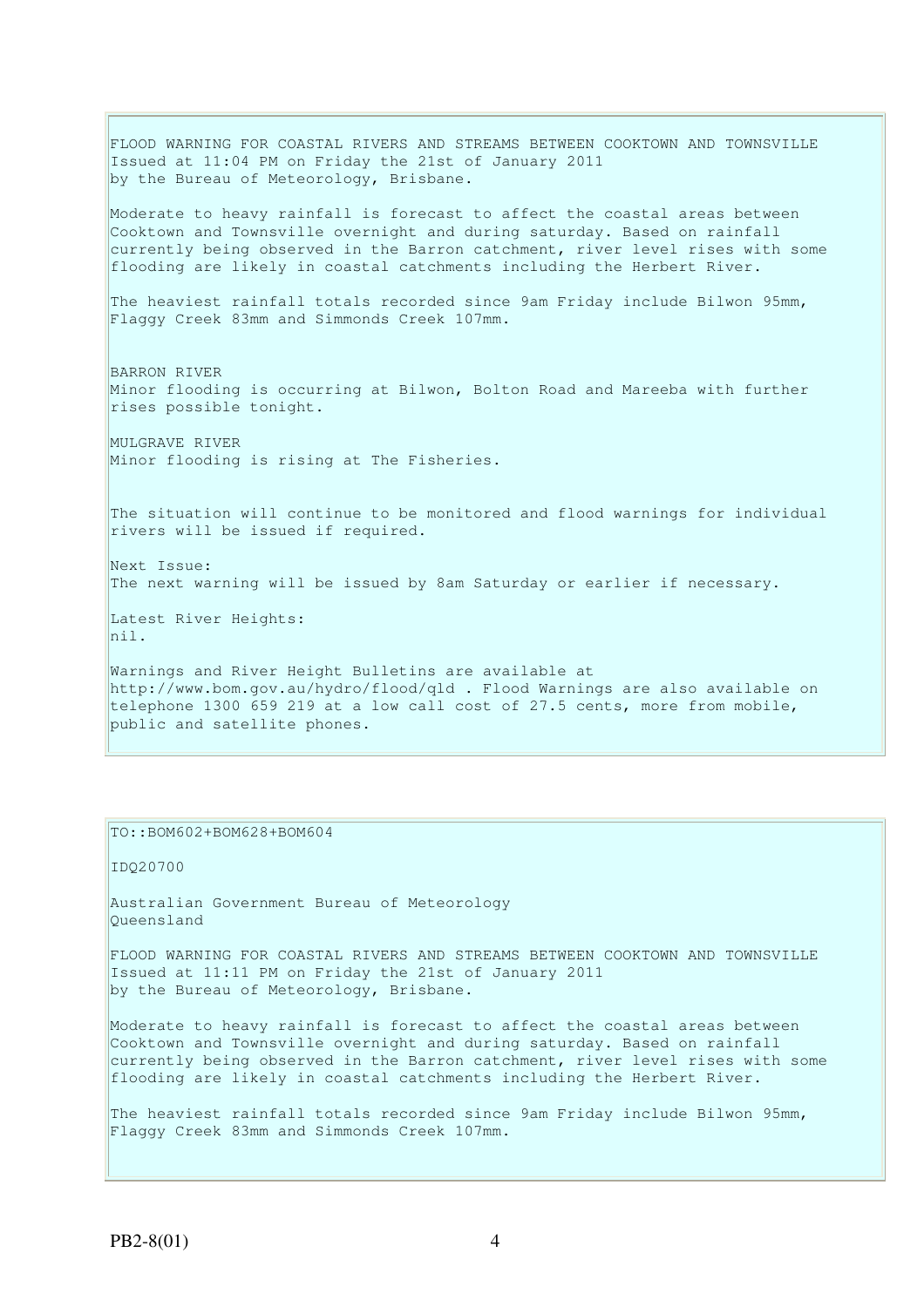FLOOD WARNING FOR COASTAL RIVERS AND STREAMS BETWEEN COOKTOWN AND TOWNSVILLE
Issued at 11:04 PM on Friday the 21st of January 2011
by the Bureau of Meteorology, Brisbane.

Moderate to heavy rainfall is forecast to affect the coastal areas between Cooktown and Townsville overnight and during saturday. Based on rainfall currently being observed in the Barron catchment, river level rises with some flooding are likely in coastal catchments including the Herbert River.

The heaviest rainfall totals recorded since 9am Friday include Bilwon 95mm, Flaggy Creek 83mm and Simmonds Creek 107mm.

BARRON RIVER
Minor flooding is occurring at Bilwon, Bolton Road and Mareeba with further rises possible tonight.

MULGRAVE RIVER
Minor flooding is rising at The Fisheries.

The situation will continue to be monitored and flood warnings for individual rivers will be issued if required.

Next Issue:
The next warning will be issued by 8am Saturday or earlier if necessary.

Latest River Heights:
nil.

Warnings and River Height Bulletins are available at http://www.bom.gov.au/hydro/flood/qld . Flood Warnings are also available on telephone 1300 659 219 at a low call cost of 27.5 cents, more from mobile, public and satellite phones.

---

TO::BOM602+BOM628+BOM604

IDQ20700

Australian Government Bureau of Meteorology
Queensland

FLOOD WARNING FOR COASTAL RIVERS AND STREAMS BETWEEN COOKTOWN AND TOWNSVILLE
Issued at 11:11 PM on Friday the 21st of January 2011
by the Bureau of Meteorology, Brisbane.

Moderate to heavy rainfall is forecast to affect the coastal areas between Cooktown and Townsville overnight and during saturday. Based on rainfall currently being observed in the Barron catchment, river level rises with some flooding are likely in coastal catchments including the Herbert River.

The heaviest rainfall totals recorded since 9am Friday include Bilwon 95mm, Flaggy Creek 83mm and Simmonds Creek 107mm.

PB2-8(01)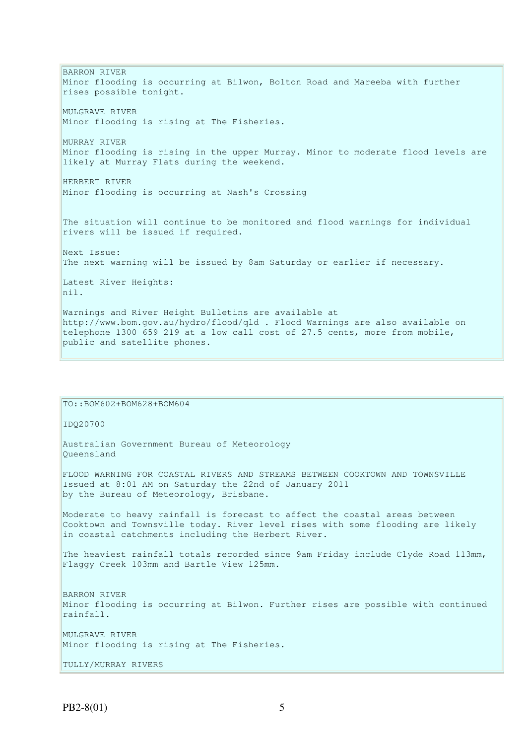BARRON RIVER
Minor flooding is occurring at Bilwon, Bolton Road and Mareeba with further rises possible tonight.

MULGRAVE RIVER
Minor flooding is rising at The Fisheries.

MURRAY RIVER
Minor flooding is rising in the upper Murray. Minor to moderate flood levels are likely at Murray Flats during the weekend.

HERBERT RIVER
Minor flooding is occurring at Nash's Crossing

The situation will continue to be monitored and flood warnings for individual rivers will be issued if required.

Next Issue:
The next warning will be issued by 8am Saturday or earlier if necessary.

Latest River Heights:
nil.

Warnings and River Height Bulletins are available at http://www.bom.gov.au/hydro/flood/qld . Flood Warnings are also available on telephone 1300 659 219 at a low call cost of 27.5 cents, more from mobile, public and satellite phones.

---

TO::BOM602+BOM628+BOM604

IDQ20700

Australian Government Bureau of Meteorology
Queensland

FLOOD WARNING FOR COASTAL RIVERS AND STREAMS BETWEEN COOKTOWN AND TOWNSVILLE
Issued at 8:01 AM on Saturday the 22nd of January 2011
by the Bureau of Meteorology, Brisbane.

Moderate to heavy rainfall is forecast to affect the coastal areas between Cooktown and Townsville today. River level rises with some flooding are likely in coastal catchments including the Herbert River.

The heaviest rainfall totals recorded since 9am Friday include Clyde Road 113mm, Flaggy Creek 103mm and Bartle View 125mm.

BARRON RIVER
Minor flooding is occurring at Bilwon. Further rises are possible with continued rainfall.

MULGRAVE RIVER
Minor flooding is rising at The Fisheries.

TULLY/MURRAY RIVERS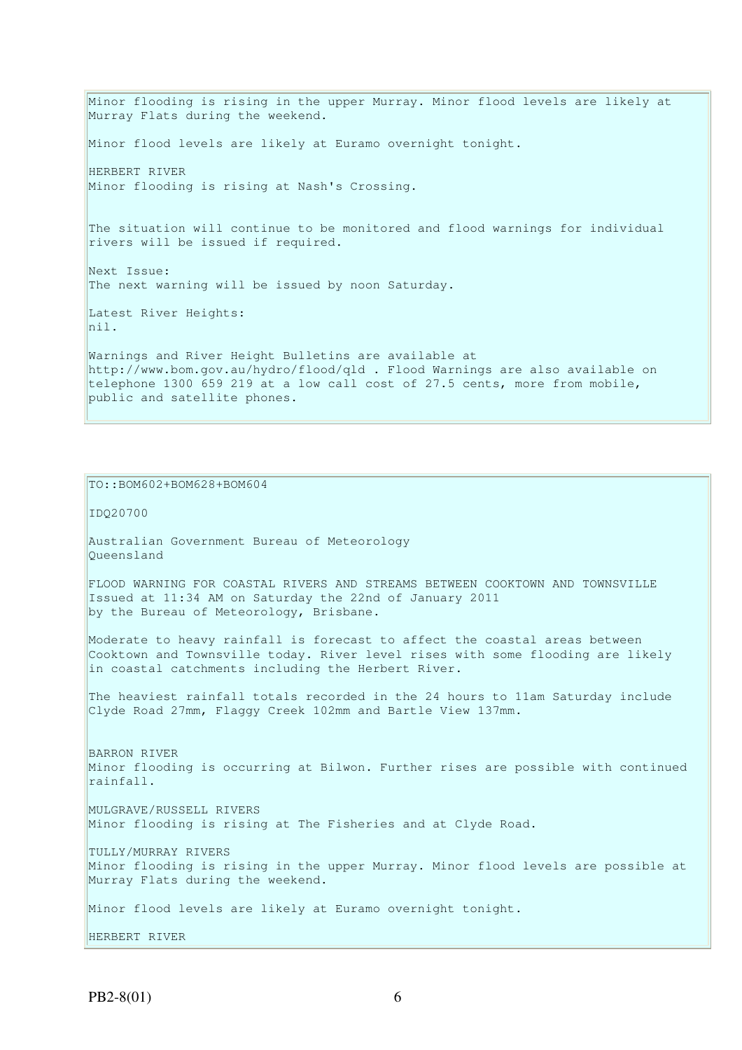Minor flooding is rising in the upper Murray. Minor flood levels are likely at Murray Flats during the weekend.

Minor flood levels are likely at Euramo overnight tonight.

HERBERT RIVER
Minor flooding is rising at Nash's Crossing.

The situation will continue to be monitored and flood warnings for individual rivers will be issued if required.

Next Issue:
The next warning will be issued by noon Saturday.

Latest River Heights:
nil.

Warnings and River Height Bulletins are available at http://www.bom.gov.au/hydro/flood/qld . Flood Warnings are also available on telephone 1300 659 219 at a low call cost of 27.5 cents, more from mobile, public and satellite phones.

---

TO::BOM602+BOM628+BOM604

IDQ20700

Australian Government Bureau of Meteorology
Queensland

FLOOD WARNING FOR COASTAL RIVERS AND STREAMS BETWEEN COOKTOWN AND TOWNSVILLE
Issued at 11:34 AM on Saturday the 22nd of January 2011
by the Bureau of Meteorology, Brisbane.

Moderate to heavy rainfall is forecast to affect the coastal areas between Cooktown and Townsville today. River level rises with some flooding are likely in coastal catchments including the Herbert River.

The heaviest rainfall totals recorded in the 24 hours to 11am Saturday include Clyde Road 27mm, Flaggy Creek 102mm and Bartle View 137mm.

BARRON RIVER
Minor flooding is occurring at Bilwon. Further rises are possible with continued rainfall.

MULGRAVE/RUSSELL RIVERS
Minor flooding is rising at The Fisheries and at Clyde Road.

TULLY/MURRAY RIVERS
Minor flooding is rising in the upper Murray. Minor flood levels are possible at Murray Flats during the weekend.

Minor flood levels are likely at Euramo overnight tonight.

HERBERT RIVER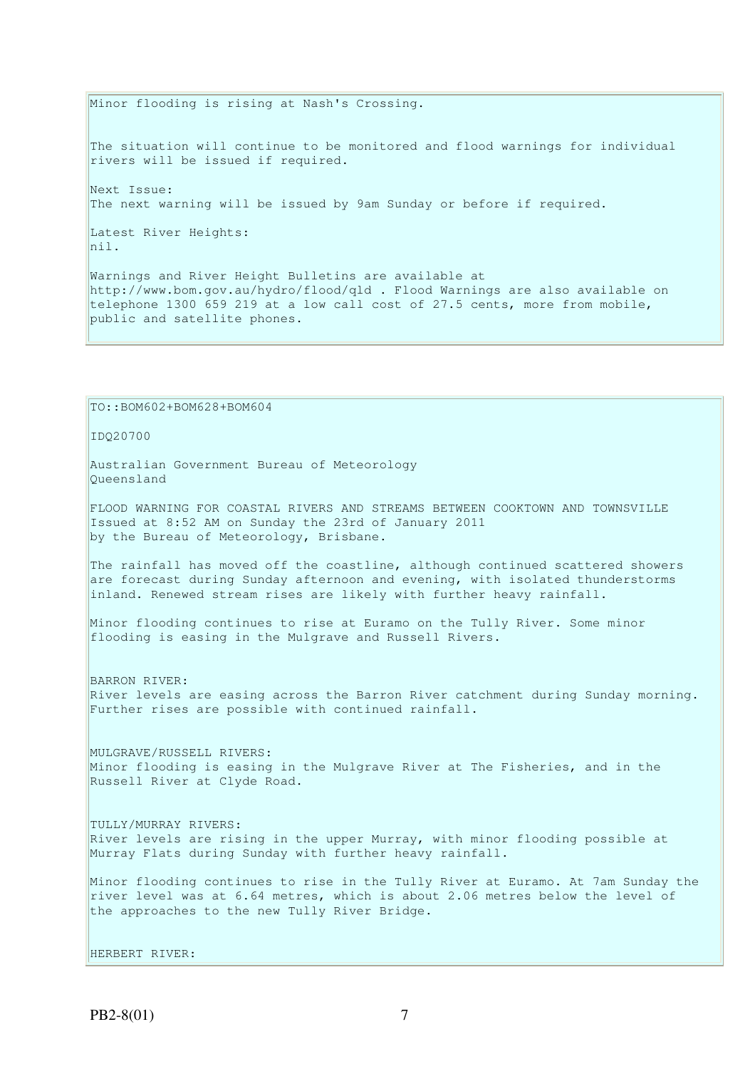Minor flooding is rising at Nash's Crossing.

The situation will continue to be monitored and flood warnings for individual rivers will be issued if required.

Next Issue:
The next warning will be issued by 9am Sunday or before if required.

Latest River Heights:
nil.

Warnings and River Height Bulletins are available at http://www.bom.gov.au/hydro/flood/qld . Flood Warnings are also available on telephone 1300 659 219 at a low call cost of 27.5 cents, more from mobile, public and satellite phones.

---

TO::BOM602+BOM628+BOM604

IDQ20700

Australian Government Bureau of Meteorology
Queensland

FLOOD WARNING FOR COASTAL RIVERS AND STREAMS BETWEEN COOKTOWN AND TOWNSVILLE
Issued at 8:52 AM on Sunday the 23rd of January 2011
by the Bureau of Meteorology, Brisbane.

The rainfall has moved off the coastline, although continued scattered showers are forecast during Sunday afternoon and evening, with isolated thunderstorms inland. Renewed stream rises are likely with further heavy rainfall.

Minor flooding continues to rise at Euramo on the Tully River. Some minor flooding is easing in the Mulgrave and Russell Rivers.

BARRON RIVER:
River levels are easing across the Barron River catchment during Sunday morning. Further rises are possible with continued rainfall.

MULGRAVE/RUSSELL RIVERS:
Minor flooding is easing in the Mulgrave River at The Fisheries, and in the Russell River at Clyde Road.

TULLY/MURRAY RIVERS:
River levels are rising in the upper Murray, with minor flooding possible at Murray Flats during Sunday with further heavy rainfall.

Minor flooding continues to rise in the Tully River at Euramo. At 7am Sunday the river level was at 6.64 metres, which is about 2.06 metres below the level of the approaches to the new Tully River Bridge.

HERBERT RIVER: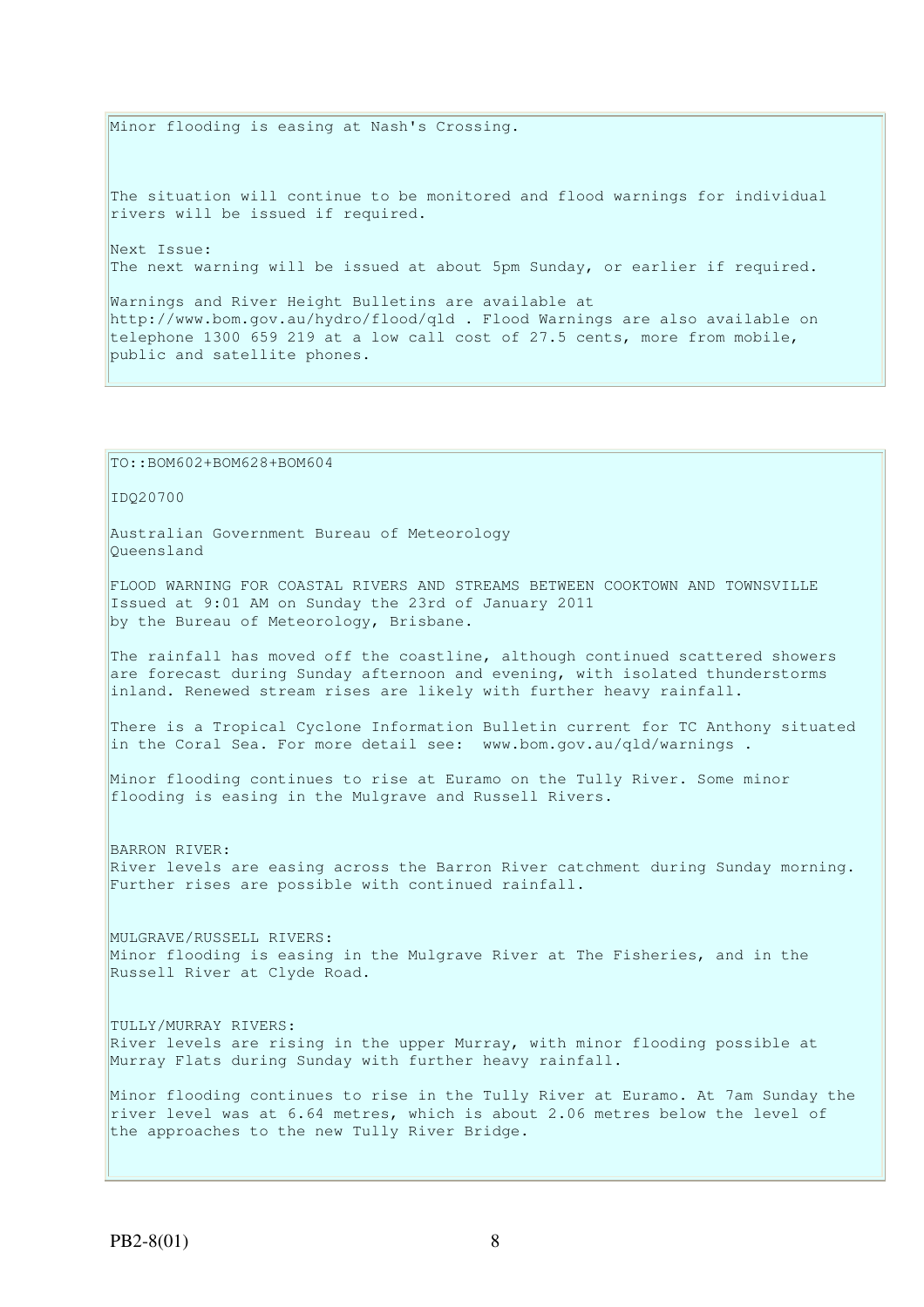Minor flooding is easing at Nash's Crossing.

The situation will continue to be monitored and flood warnings for individual rivers will be issued if required.

Next Issue:
The next warning will be issued at about 5pm Sunday, or earlier if required.

Warnings and River Height Bulletins are available at http://www.bom.gov.au/hydro/flood/qld . Flood Warnings are also available on telephone 1300 659 219 at a low call cost of 27.5 cents, more from mobile, public and satellite phones.

---

TO::BOM602+BOM628+BOM604

IDQ20700

Australian Government Bureau of Meteorology
Queensland

FLOOD WARNING FOR COASTAL RIVERS AND STREAMS BETWEEN COOKTOWN AND TOWNSVILLE
Issued at 9:01 AM on Sunday the 23rd of January 2011
by the Bureau of Meteorology, Brisbane.

The rainfall has moved off the coastline, although continued scattered showers are forecast during Sunday afternoon and evening, with isolated thunderstorms inland. Renewed stream rises are likely with further heavy rainfall.

There is a Tropical Cyclone Information Bulletin current for TC Anthony situated in the Coral Sea. For more detail see: www.bom.gov.au/qld/warnings .

Minor flooding continues to rise at Euramo on the Tully River. Some minor flooding is easing in the Mulgrave and Russell Rivers.

BARRON RIVER:
River levels are easing across the Barron River catchment during Sunday morning. Further rises are possible with continued rainfall.

MULGRAVE/RUSSELL RIVERS:
Minor flooding is easing in the Mulgrave River at The Fisheries, and in the Russell River at Clyde Road.

TULLY/MURRAY RIVERS:
River levels are rising in the upper Murray, with minor flooding possible at Murray Flats during Sunday with further heavy rainfall.

Minor flooding continues to rise in the Tully River at Euramo. At 7am Sunday the river level was at 6.64 metres, which is about 2.06 metres below the level of the approaches to the new Tully River Bridge.

PB2-8(01)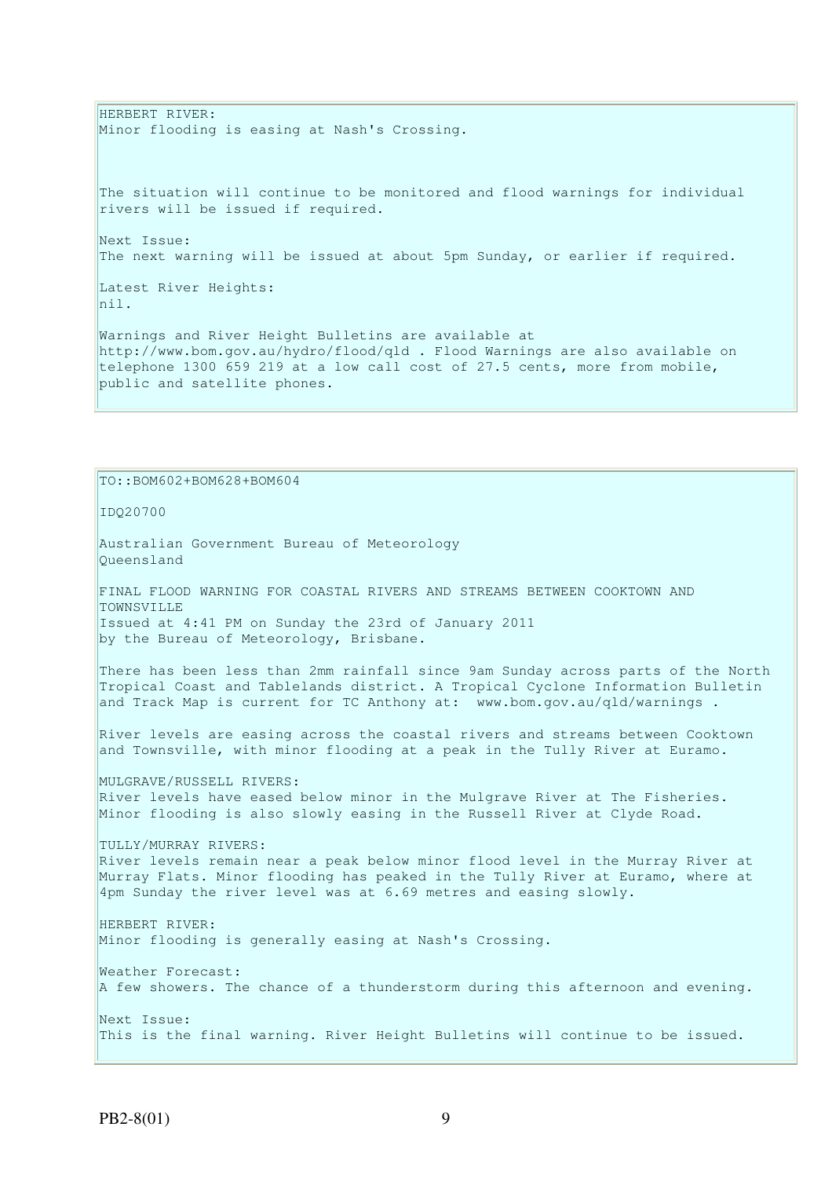HERBERT RIVER:
Minor flooding is easing at Nash's Crossing.

The situation will continue to be monitored and flood warnings for individual rivers will be issued if required.

Next Issue:
The next warning will be issued at about 5pm Sunday, or earlier if required.

Latest River Heights:
nil.

Warnings and River Height Bulletins are available at http://www.bom.gov.au/hydro/flood/qld . Flood Warnings are also available on telephone 1300 659 219 at a low call cost of 27.5 cents, more from mobile, public and satellite phones.

---

TO::BOM602+BOM628+BOM604

IDQ20700

Australian Government Bureau of Meteorology
Queensland

FINAL FLOOD WARNING FOR COASTAL RIVERS AND STREAMS BETWEEN COOKTOWN AND TOWNSVILLE
Issued at 4:41 PM on Sunday the 23rd of January 2011
by the Bureau of Meteorology, Brisbane.

There has been less than 2mm rainfall since 9am Sunday across parts of the North Tropical Coast and Tablelands district. A Tropical Cyclone Information Bulletin and Track Map is current for TC Anthony at: www.bom.gov.au/qld/warnings .

River levels are easing across the coastal rivers and streams between Cooktown and Townsville, with minor flooding at a peak in the Tully River at Euramo.

MULGRAVE/RUSSELL RIVERS:
River levels have eased below minor in the Mulgrave River at The Fisheries. Minor flooding is also slowly easing in the Russell River at Clyde Road.

TULLY/MURRAY RIVERS:
River levels remain near a peak below minor flood level in the Murray River at Murray Flats. Minor flooding has peaked in the Tully River at Euramo, where at 4pm Sunday the river level was at 6.69 metres and easing slowly.

HERBERT RIVER:
Minor flooding is generally easing at Nash's Crossing.

Weather Forecast:
A few showers. The chance of a thunderstorm during this afternoon and evening.

Next Issue:
This is the final warning. River Height Bulletins will continue to be issued.

PB2-8(01)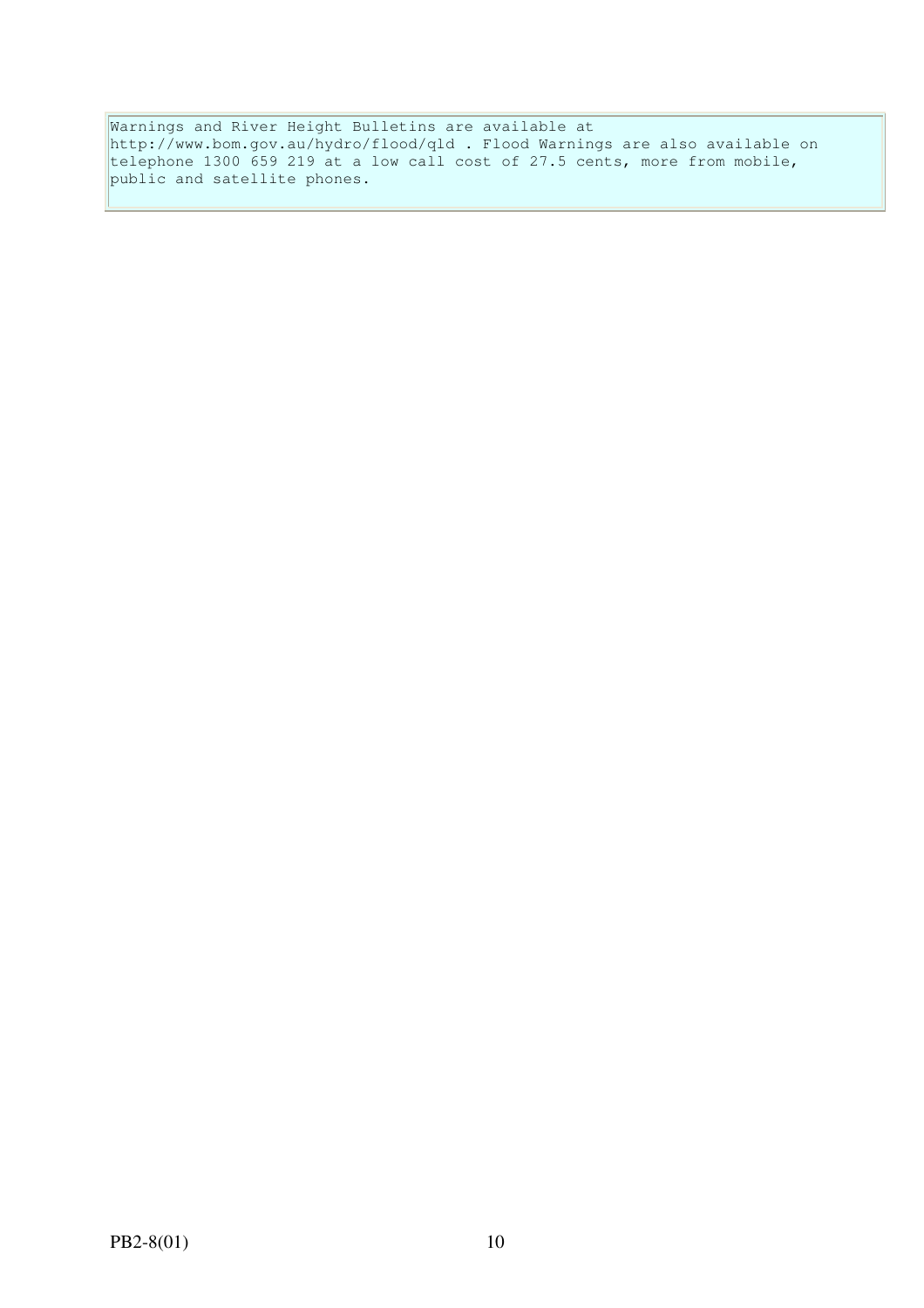```
Warnings and River Height Bulletins are available at
http://www.bom.gov.au/hydro/flood/qld . Flood Warnings are also available on
telephone 1300 659 219 at a low call cost of 27.5 cents, more from mobile,
public and satellite phones.
```

PB2-8(01)